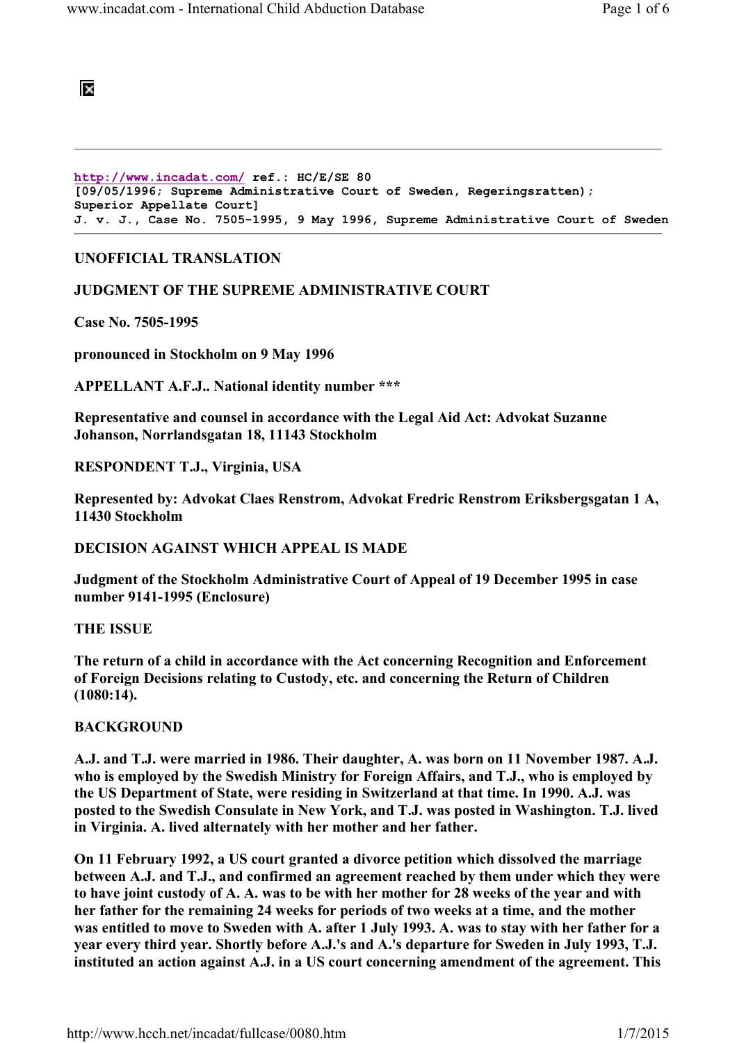http://www.incadat.com/ ref.: HC/E/SE 80
[09/05/1996; Supreme Administrative Court of Sweden, Regeringsratten); Superior Appellate Court]
J. v. J., Case No. 7505-1995, 9 May 1996, Supreme Administrative Court of Sweden

---

**UNOFFICIAL TRANSLATION**

**JUDGMENT OF THE SUPREME ADMINISTRATIVE COURT**

**Case No. 7505-1995**

**pronounced in Stockholm on 9 May 1996**

**APPELLANT A.F.J.. National identity number ***

**Representative and counsel in accordance with the Legal Aid Act: Advokat Suzanne Johanson, Norrlandsgatan 18, 11143 Stockholm**

**RESPONDENT T.J., Virginia, USA**

**Represented by: Advokat Claes Renstrom, Advokat Fredric Renstrom Eriksbergsgatan 1 A, 11430 Stockholm**

**DECISION AGAINST WHICH APPEAL IS MADE**

**Judgment of the Stockholm Administrative Court of Appeal of 19 December 1995 in case number 9141-1995 (Enclosure)**

**THE ISSUE**

**The return of a child in accordance with the Act concerning Recognition and Enforcement of Foreign Decisions relating to Custody, etc. and concerning the Return of Children (1080:14).**

**BACKGROUND**

**A.J. and T.J. were married in 1986. Their daughter, A. was born on 11 November 1987. A.J. who is employed by the Swedish Ministry for Foreign Affairs, and T.J., who is employed by the US Department of State, were residing in Switzerland at that time. In 1990. A.J. was posted to the Swedish Consulate in New York, and T.J. was posted in Washington. T.J. lived in Virginia. A. lived alternately with her mother and her father.**

**On 11 February 1992, a US court granted a divorce petition which dissolved the marriage between A.J. and T.J., and confirmed an agreement reached by them under which they were to have joint custody of A. A. was to be with her mother for 28 weeks of the year and with her father for the remaining 24 weeks for periods of two weeks at a time, and the mother was entitled to move to Sweden with A. after 1 July 1993. A. was to stay with her father for a year every third year. Shortly before A.J.'s and A.'s departure for Sweden in July 1993, T.J. instituted an action against A.J. in a US court concerning amendment of the agreement. This**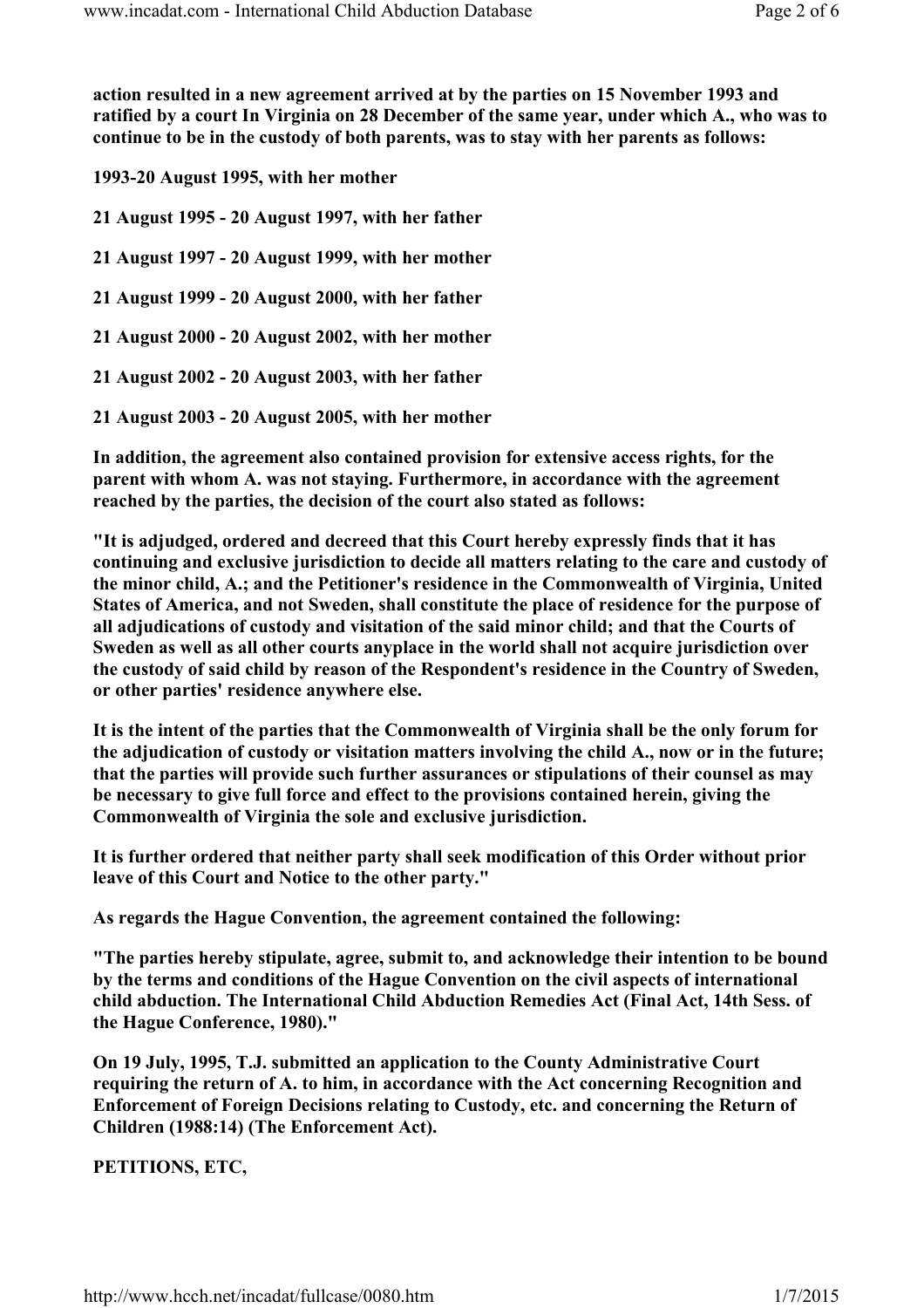**action resulted in a new agreement arrived at by the parties on 15 November 1993 and ratified by a court In Virginia on 28 December of the same year, under which A., who was to continue to be in the custody of both parents, was to stay with her parents as follows:**

**1993-20 August 1995, with her mother**

**21 August 1995 - 20 August 1997, with her father**

**21 August 1997 - 20 August 1999, with her mother**

**21 August 1999 - 20 August 2000, with her father**

**21 August 2000 - 20 August 2002, with her mother**

**21 August 2002 - 20 August 2003, with her father**

**21 August 2003 - 20 August 2005, with her mother**

**In addition, the agreement also contained provision for extensive access rights, for the parent with whom A. was not staying. Furthermore, in accordance with the agreement reached by the parties, the decision of the court also stated as follows:**

**"It is adjudged, ordered and decreed that this Court hereby expressly finds that it has continuing and exclusive jurisdiction to decide all matters relating to the care and custody of the minor child, A.; and the Petitioner's residence in the Commonwealth of Virginia, United States of America, and not Sweden, shall constitute the place of residence for the purpose of all adjudications of custody and visitation of the said minor child; and that the Courts of Sweden as well as all other courts anyplace in the world shall not acquire jurisdiction over the custody of said child by reason of the Respondent's residence in the Country of Sweden, or other parties' residence anywhere else.**

**It is the intent of the parties that the Commonwealth of Virginia shall be the only forum for the adjudication of custody or visitation matters involving the child A., now or in the future; that the parties will provide such further assurances or stipulations of their counsel as may be necessary to give full force and effect to the provisions contained herein, giving the Commonwealth of Virginia the sole and exclusive jurisdiction.**

**It is further ordered that neither party shall seek modification of this Order without prior leave of this Court and Notice to the other party."**

**As regards the Hague Convention, the agreement contained the following:**

**"The parties hereby stipulate, agree, submit to, and acknowledge their intention to be bound by the terms and conditions of the Hague Convention on the civil aspects of international child abduction. The International Child Abduction Remedies Act (Final Act, 14th Sess. of the Hague Conference, 1980)."**

**On 19 July, 1995, T.J. submitted an application to the County Administrative Court requiring the return of A. to him, in accordance with the Act concerning Recognition and Enforcement of Foreign Decisions relating to Custody, etc. and concerning the Return of Children (1988:14) (The Enforcement Act).**

**PETITIONS, ETC,**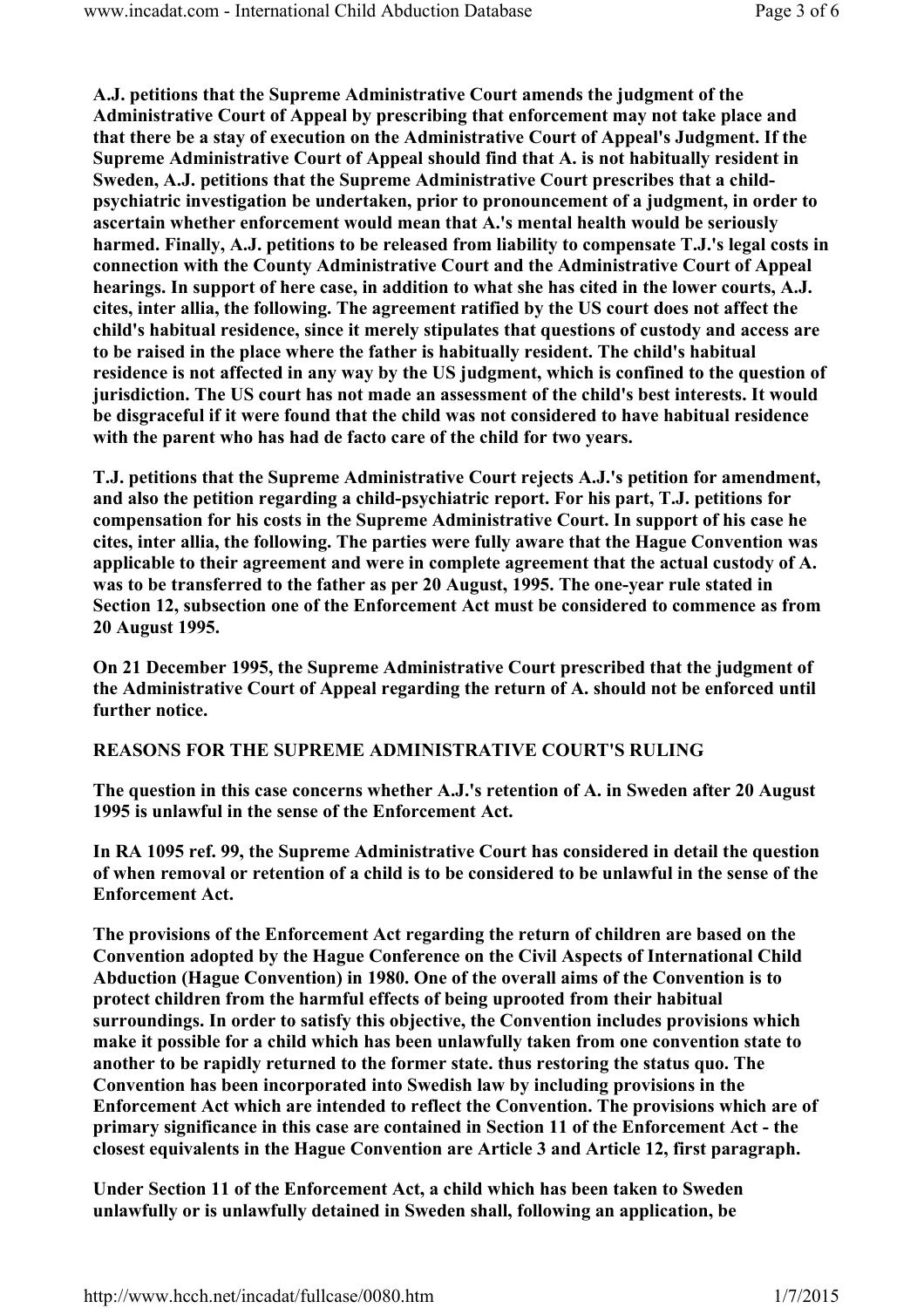A.J. petitions that the Supreme Administrative Court amends the judgment of the Administrative Court of Appeal by prescribing that enforcement may not take place and that there be a stay of execution on the Administrative Court of Appeal's Judgment. If the Supreme Administrative Court of Appeal should find that A. is not habitually resident in Sweden, A.J. petitions that the Supreme Administrative Court prescribes that a child-psychiatric investigation be undertaken, prior to pronouncement of a judgment, in order to ascertain whether enforcement would mean that A.'s mental health would be seriously harmed. Finally, A.J. petitions to be released from liability to compensate T.J.'s legal costs in connection with the County Administrative Court and the Administrative Court of Appeal hearings. In support of here case, in addition to what she has cited in the lower courts, A.J. cites, inter allia, the following. The agreement ratified by the US court does not affect the child's habitual residence, since it merely stipulates that questions of custody and access are to be raised in the place where the father is habitually resident. The child's habitual residence is not affected in any way by the US judgment, which is confined to the question of jurisdiction. The US court has not made an assessment of the child's best interests. It would be disgraceful if it were found that the child was not considered to have habitual residence with the parent who has had de facto care of the child for two years.

T.J. petitions that the Supreme Administrative Court rejects A.J.'s petition for amendment, and also the petition regarding a child-psychiatric report. For his part, T.J. petitions for compensation for his costs in the Supreme Administrative Court. In support of his case he cites, inter allia, the following. The parties were fully aware that the Hague Convention was applicable to their agreement and were in complete agreement that the actual custody of A. was to be transferred to the father as per 20 August, 1995. The one-year rule stated in Section 12, subsection one of the Enforcement Act must be considered to commence as from 20 August 1995.

On 21 December 1995, the Supreme Administrative Court prescribed that the judgment of the Administrative Court of Appeal regarding the return of A. should not be enforced until further notice.

REASONS FOR THE SUPREME ADMINISTRATIVE COURT'S RULING

The question in this case concerns whether A.J.'s retention of A. in Sweden after 20 August 1995 is unlawful in the sense of the Enforcement Act.

In RA 1095 ref. 99, the Supreme Administrative Court has considered in detail the question of when removal or retention of a child is to be considered to be unlawful in the sense of the Enforcement Act.

The provisions of the Enforcement Act regarding the return of children are based on the Convention adopted by the Hague Conference on the Civil Aspects of International Child Abduction (Hague Convention) in 1980. One of the overall aims of the Convention is to protect children from the harmful effects of being uprooted from their habitual surroundings. In order to satisfy this objective, the Convention includes provisions which make it possible for a child which has been unlawfully taken from one convention state to another to be rapidly returned to the former state. thus restoring the status quo. The Convention has been incorporated into Swedish law by including provisions in the Enforcement Act which are intended to reflect the Convention. The provisions which are of primary significance in this case are contained in Section 11 of the Enforcement Act - the closest equivalents in the Hague Convention are Article 3 and Article 12, first paragraph.

Under Section 11 of the Enforcement Act, a child which has been taken to Sweden unlawfully or is unlawfully detained in Sweden shall, following an application, be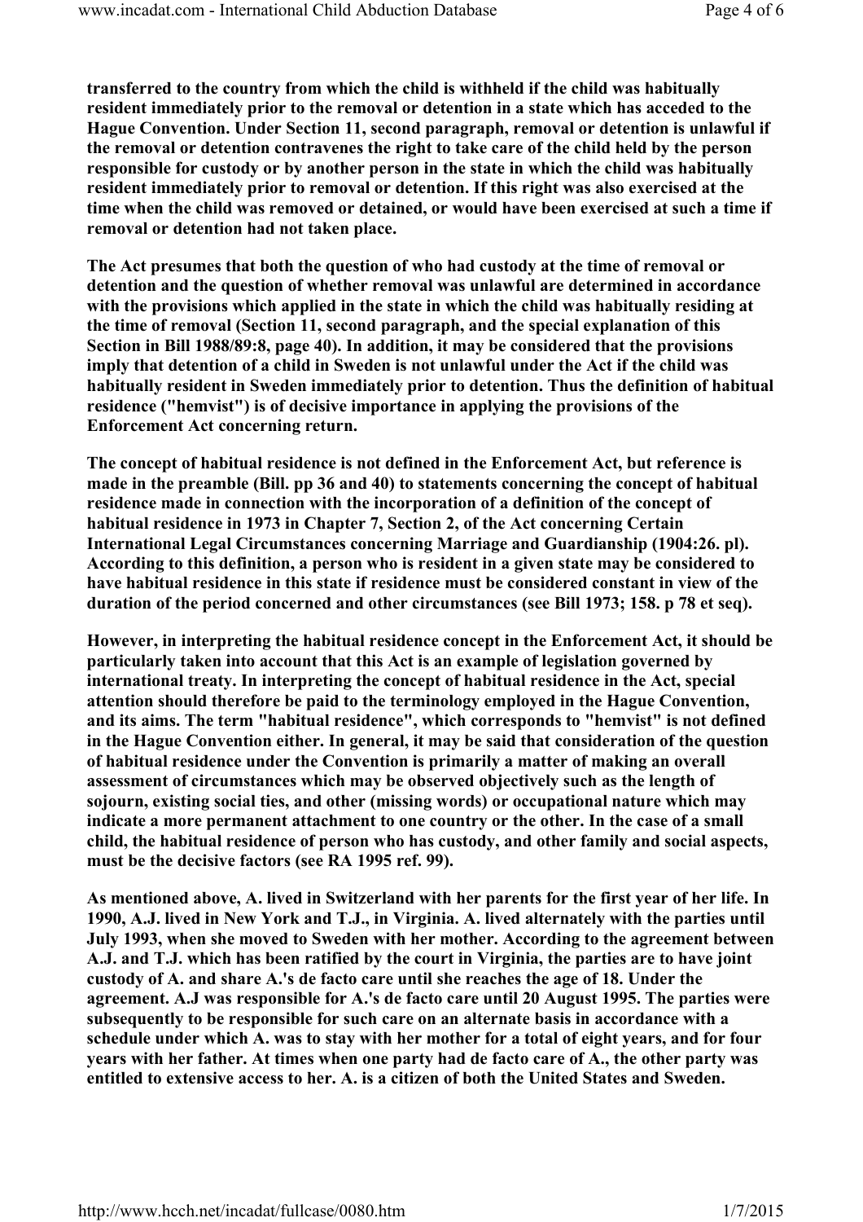**transferred to the country from which the child is withheld if the child was habitually resident immediately prior to the removal or detention in a state which has acceded to the Hague Convention. Under Section 11, second paragraph, removal or detention is unlawful if the removal or detention contravenes the right to take care of the child held by the person responsible for custody or by another person in the state in which the child was habitually resident immediately prior to removal or detention. If this right was also exercised at the time when the child was removed or detained, or would have been exercised at such a time if removal or detention had not taken place.**

**The Act presumes that both the question of who had custody at the time of removal or detention and the question of whether removal was unlawful are determined in accordance with the provisions which applied in the state in which the child was habitually residing at the time of removal (Section 11, second paragraph, and the special explanation of this Section in Bill 1988/89:8, page 40). In addition, it may be considered that the provisions imply that detention of a child in Sweden is not unlawful under the Act if the child was habitually resident in Sweden immediately prior to detention. Thus the definition of habitual residence ("hemvist") is of decisive importance in applying the provisions of the Enforcement Act concerning return.**

**The concept of habitual residence is not defined in the Enforcement Act, but reference is made in the preamble (Bill. pp 36 and 40) to statements concerning the concept of habitual residence made in connection with the incorporation of a definition of the concept of habitual residence in 1973 in Chapter 7, Section 2, of the Act concerning Certain International Legal Circumstances concerning Marriage and Guardianship (1904:26. pl). According to this definition, a person who is resident in a given state may be considered to have habitual residence in this state if residence must be considered constant in view of the duration of the period concerned and other circumstances (see Bill 1973; 158. p 78 et seq).**

**However, in interpreting the habitual residence concept in the Enforcement Act, it should be particularly taken into account that this Act is an example of legislation governed by international treaty. In interpreting the concept of habitual residence in the Act, special attention should therefore be paid to the terminology employed in the Hague Convention, and its aims. The term "habitual residence", which corresponds to "hemvist" is not defined in the Hague Convention either. In general, it may be said that consideration of the question of habitual residence under the Convention is primarily a matter of making an overall assessment of circumstances which may be observed objectively such as the length of sojourn, existing social ties, and other (missing words) or occupational nature which may indicate a more permanent attachment to one country or the other. In the case of a small child, the habitual residence of person who has custody, and other family and social aspects, must be the decisive factors (see RA 1995 ref. 99).**

**As mentioned above, A. lived in Switzerland with her parents for the first year of her life. In 1990, A.J. lived in New York and T.J., in Virginia. A. lived alternately with the parties until July 1993, when she moved to Sweden with her mother. According to the agreement between A.J. and T.J. which has been ratified by the court in Virginia, the parties are to have joint custody of A. and share A.'s de facto care until she reaches the age of 18. Under the agreement. A.J was responsible for A.'s de facto care until 20 August 1995. The parties were subsequently to be responsible for such care on an alternate basis in accordance with a schedule under which A. was to stay with her mother for a total of eight years, and for four years with her father. At times when one party had de facto care of A., the other party was entitled to extensive access to her. A. is a citizen of both the United States and Sweden.**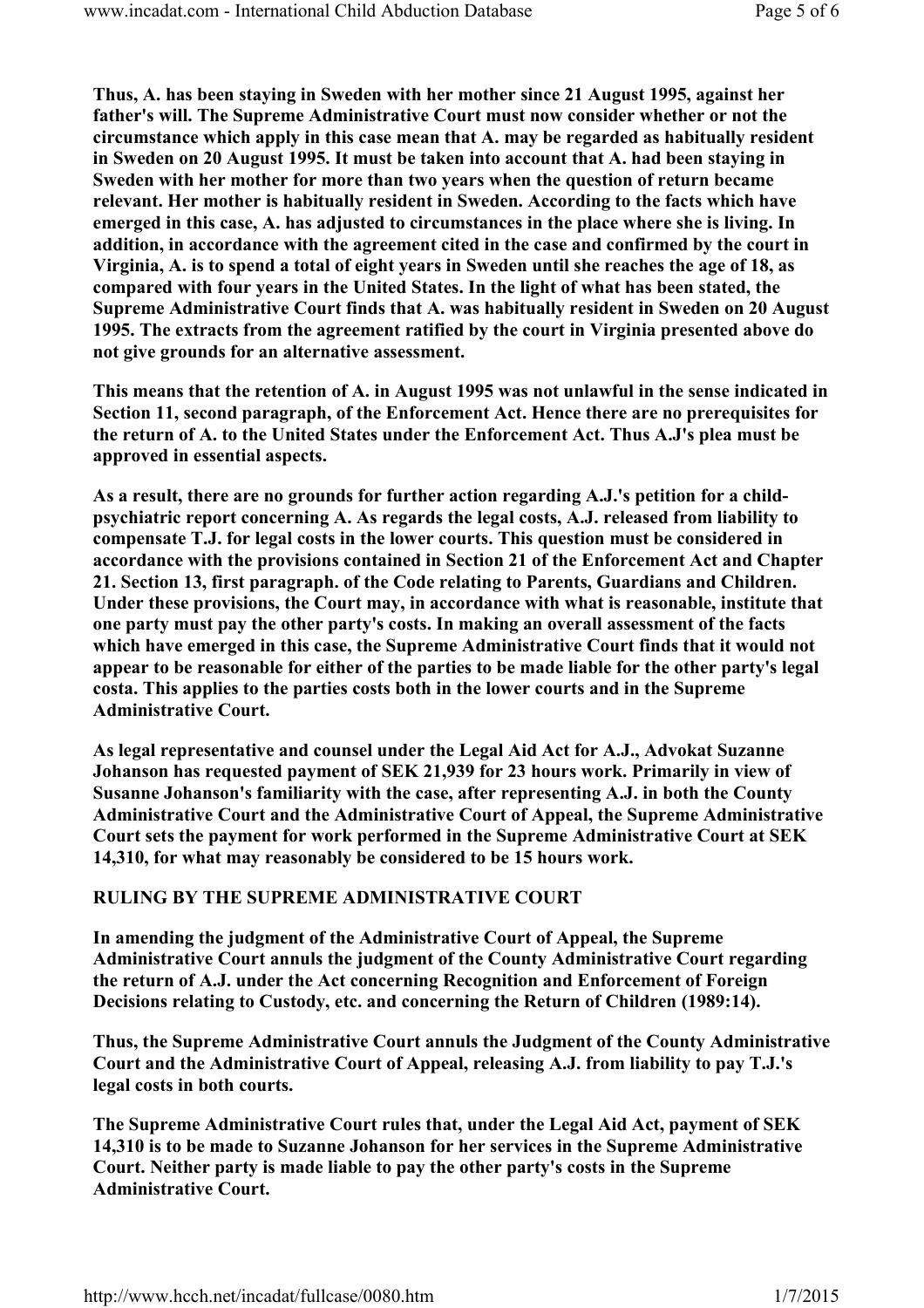**Thus, A. has been staying in Sweden with her mother since 21 August 1995, against her father's will. The Supreme Administrative Court must now consider whether or not the circumstance which apply in this case mean that A. may be regarded as habitually resident in Sweden on 20 August 1995. It must be taken into account that A. had been staying in Sweden with her mother for more than two years when the question of return became relevant. Her mother is habitually resident in Sweden. According to the facts which have emerged in this case, A. has adjusted to circumstances in the place where she is living. In addition, in accordance with the agreement cited in the case and confirmed by the court in Virginia, A. is to spend a total of eight years in Sweden until she reaches the age of 18, as compared with four years in the United States. In the light of what has been stated, the Supreme Administrative Court finds that A. was habitually resident in Sweden on 20 August 1995. The extracts from the agreement ratified by the court in Virginia presented above do not give grounds for an alternative assessment.**

**This means that the retention of A. in August 1995 was not unlawful in the sense indicated in Section 11, second paragraph, of the Enforcement Act. Hence there are no prerequisites for the return of A. to the United States under the Enforcement Act. Thus A.J's plea must be approved in essential aspects.**

**As a result, there are no grounds for further action regarding A.J.'s petition for a child-psychiatric report concerning A. As regards the legal costs, A.J. released from liability to compensate T.J. for legal costs in the lower courts. This question must be considered in accordance with the provisions contained in Section 21 of the Enforcement Act and Chapter 21. Section 13, first paragraph. of the Code relating to Parents, Guardians and Children. Under these provisions, the Court may, in accordance with what is reasonable, institute that one party must pay the other party's costs. In making an overall assessment of the facts which have emerged in this case, the Supreme Administrative Court finds that it would not appear to be reasonable for either of the parties to be made liable for the other party's legal costa. This applies to the parties costs both in the lower courts and in the Supreme Administrative Court.**

**As legal representative and counsel under the Legal Aid Act for A.J., Advokat Suzanne Johanson has requested payment of SEK 21,939 for 23 hours work. Primarily in view of Susanne Johanson's familiarity with the case, after representing A.J. in both the County Administrative Court and the Administrative Court of Appeal, the Supreme Administrative Court sets the payment for work performed in the Supreme Administrative Court at SEK 14,310, for what may reasonably be considered to be 15 hours work.**

**RULING BY THE SUPREME ADMINISTRATIVE COURT**

**In amending the judgment of the Administrative Court of Appeal, the Supreme Administrative Court annuls the judgment of the County Administrative Court regarding the return of A.J. under the Act concerning Recognition and Enforcement of Foreign Decisions relating to Custody, etc. and concerning the Return of Children (1989:14).**

**Thus, the Supreme Administrative Court annuls the Judgment of the County Administrative Court and the Administrative Court of Appeal, releasing A.J. from liability to pay T.J.'s legal costs in both courts.**

**The Supreme Administrative Court rules that, under the Legal Aid Act, payment of SEK 14,310 is to be made to Suzanne Johanson for her services in the Supreme Administrative Court. Neither party is made liable to pay the other party's costs in the Supreme Administrative Court.**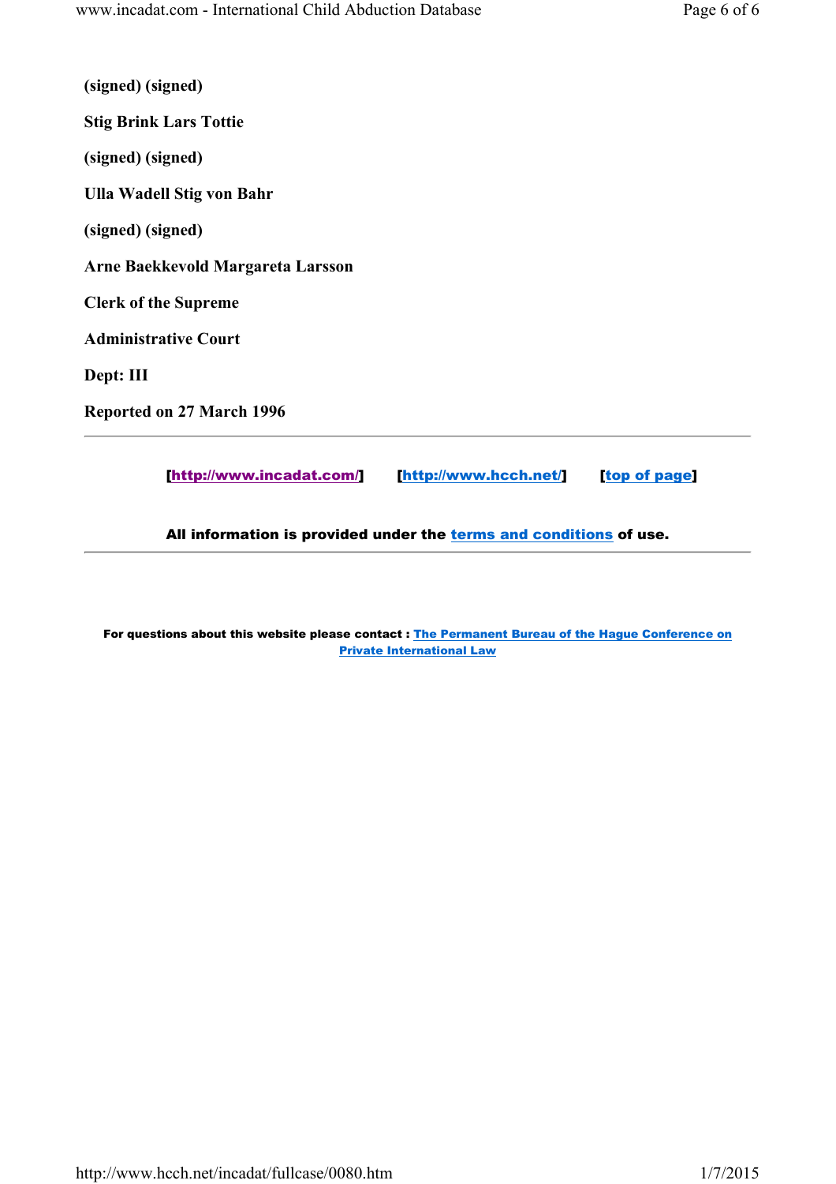**(signed) (signed)**

**Stig Brink Lars Tottie**

**(signed) (signed)**

**Ulla Wadell Stig von Bahr**

**(signed) (signed)**

**Arne Baekkevold Margareta Larsson**

**Clerk of the Supreme**

**Administrative Court**

**Dept: III**

**Reported on 27 March 1996**

---

**[http://www.incadat.com/]** **[http://www.hcch.net/]** **[top of page]**

**All information is provided under the terms and conditions of use.**

---

**For questions about this website please contact : The Permanent Bureau of the Hague Conference on Private International Law**